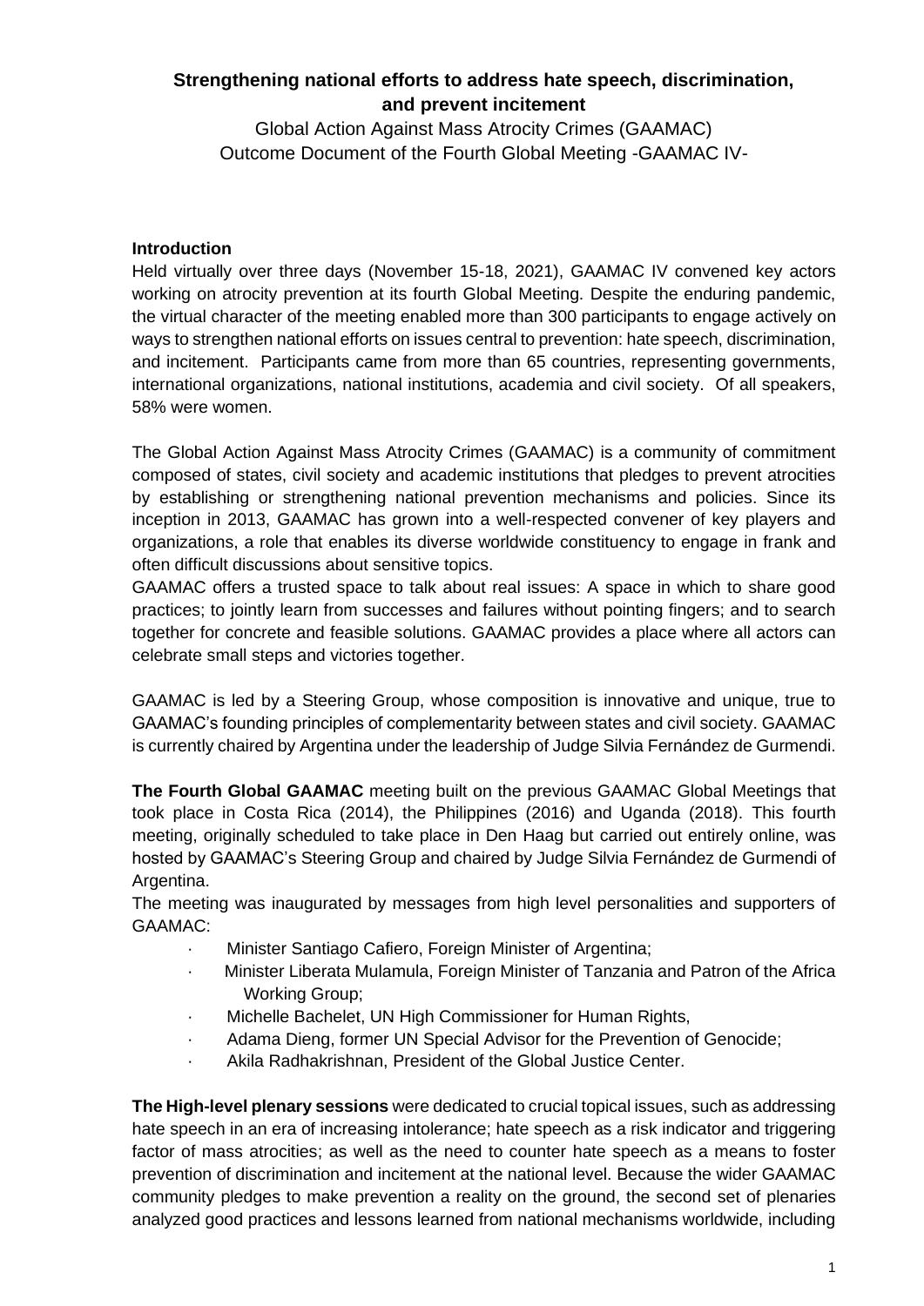# Strengthening national efforts to address hate speech, discrimination, and prevent incitement

Global Action Against Mass Atrocity Crimes (GAAMAC)
Outcome Document of the Fourth Global Meeting -GAAMAC IV-

## Introduction

Held virtually over three days (November 15-18, 2021), GAAMAC IV convened key actors working on atrocity prevention at its fourth Global Meeting. Despite the enduring pandemic, the virtual character of the meeting enabled more than 300 participants to engage actively on ways to strengthen national efforts on issues central to prevention: hate speech, discrimination, and incitement. Participants came from more than 65 countries, representing governments, international organizations, national institutions, academia and civil society. Of all speakers, 58% were women.

The Global Action Against Mass Atrocity Crimes (GAAMAC) is a community of commitment composed of states, civil society and academic institutions that pledges to prevent atrocities by establishing or strengthening national prevention mechanisms and policies. Since its inception in 2013, GAAMAC has grown into a well-respected convener of key players and organizations, a role that enables its diverse worldwide constituency to engage in frank and often difficult discussions about sensitive topics.

GAAMAC offers a trusted space to talk about real issues: A space in which to share good practices; to jointly learn from successes and failures without pointing fingers; and to search together for concrete and feasible solutions. GAAMAC provides a place where all actors can celebrate small steps and victories together.

GAAMAC is led by a Steering Group, whose composition is innovative and unique, true to GAAMAC's founding principles of complementarity between states and civil society. GAAMAC is currently chaired by Argentina under the leadership of Judge Silvia Fernández de Gurmendi.

**The Fourth Global GAAMAC** meeting built on the previous GAAMAC Global Meetings that took place in Costa Rica (2014), the Philippines (2016) and Uganda (2018). This fourth meeting, originally scheduled to take place in Den Haag but carried out entirely online, was hosted by GAAMAC's Steering Group and chaired by Judge Silvia Fernández de Gurmendi of Argentina.

The meeting was inaugurated by messages from high level personalities and supporters of GAAMAC:

- Minister Santiago Cafiero, Foreign Minister of Argentina;
- Minister Liberata Mulamula, Foreign Minister of Tanzania and Patron of the Africa Working Group;
- Michelle Bachelet, UN High Commissioner for Human Rights,
- Adama Dieng, former UN Special Advisor for the Prevention of Genocide;
- Akila Radhakrishnan, President of the Global Justice Center.

**The High-level plenary sessions** were dedicated to crucial topical issues, such as addressing hate speech in an era of increasing intolerance; hate speech as a risk indicator and triggering factor of mass atrocities; as well as the need to counter hate speech as a means to foster prevention of discrimination and incitement at the national level. Because the wider GAAMAC community pledges to make prevention a reality on the ground, the second set of plenaries analyzed good practices and lessons learned from national mechanisms worldwide, including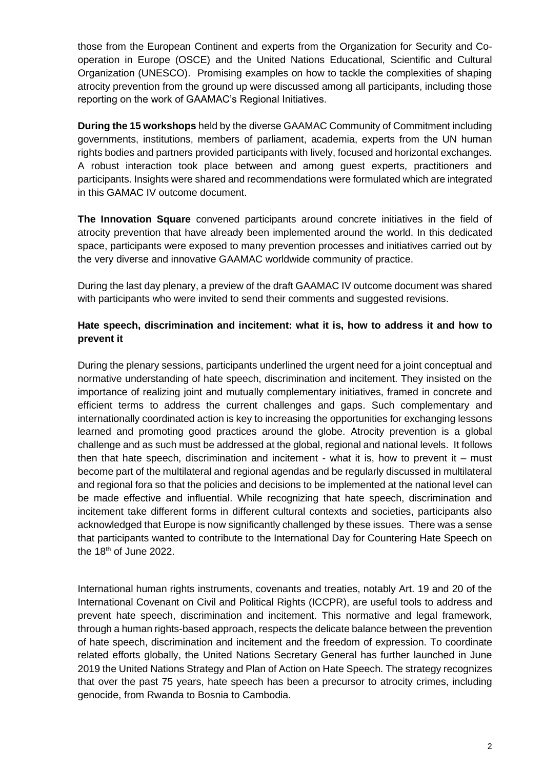those from the European Continent and experts from the Organization for Security and Co-operation in Europe (OSCE) and the United Nations Educational, Scientific and Cultural Organization (UNESCO). Promising examples on how to tackle the complexities of shaping atrocity prevention from the ground up were discussed among all participants, including those reporting on the work of GAAMAC's Regional Initiatives.

**During the 15 workshops** held by the diverse GAAMAC Community of Commitment including governments, institutions, members of parliament, academia, experts from the UN human rights bodies and partners provided participants with lively, focused and horizontal exchanges. A robust interaction took place between and among guest experts, practitioners and participants. Insights were shared and recommendations were formulated which are integrated in this GAMAC IV outcome document.

**The Innovation Square** convened participants around concrete initiatives in the field of atrocity prevention that have already been implemented around the world. In this dedicated space, participants were exposed to many prevention processes and initiatives carried out by the very diverse and innovative GAAMAC worldwide community of practice.

During the last day plenary, a preview of the draft GAAMAC IV outcome document was shared with participants who were invited to send their comments and suggested revisions.

### Hate speech, discrimination and incitement: what it is, how to address it and how to prevent it

During the plenary sessions, participants underlined the urgent need for a joint conceptual and normative understanding of hate speech, discrimination and incitement. They insisted on the importance of realizing joint and mutually complementary initiatives, framed in concrete and efficient terms to address the current challenges and gaps. Such complementary and internationally coordinated action is key to increasing the opportunities for exchanging lessons learned and promoting good practices around the globe. Atrocity prevention is a global challenge and as such must be addressed at the global, regional and national levels. It follows then that hate speech, discrimination and incitement - what it is, how to prevent it – must become part of the multilateral and regional agendas and be regularly discussed in multilateral and regional fora so that the policies and decisions to be implemented at the national level can be made effective and influential. While recognizing that hate speech, discrimination and incitement take different forms in different cultural contexts and societies, participants also acknowledged that Europe is now significantly challenged by these issues. There was a sense that participants wanted to contribute to the International Day for Countering Hate Speech on the 18th of June 2022.

International human rights instruments, covenants and treaties, notably Art. 19 and 20 of the International Covenant on Civil and Political Rights (ICCPR), are useful tools to address and prevent hate speech, discrimination and incitement. This normative and legal framework, through a human rights-based approach, respects the delicate balance between the prevention of hate speech, discrimination and incitement and the freedom of expression. To coordinate related efforts globally, the United Nations Secretary General has further launched in June 2019 the United Nations Strategy and Plan of Action on Hate Speech. The strategy recognizes that over the past 75 years, hate speech has been a precursor to atrocity crimes, including genocide, from Rwanda to Bosnia to Cambodia.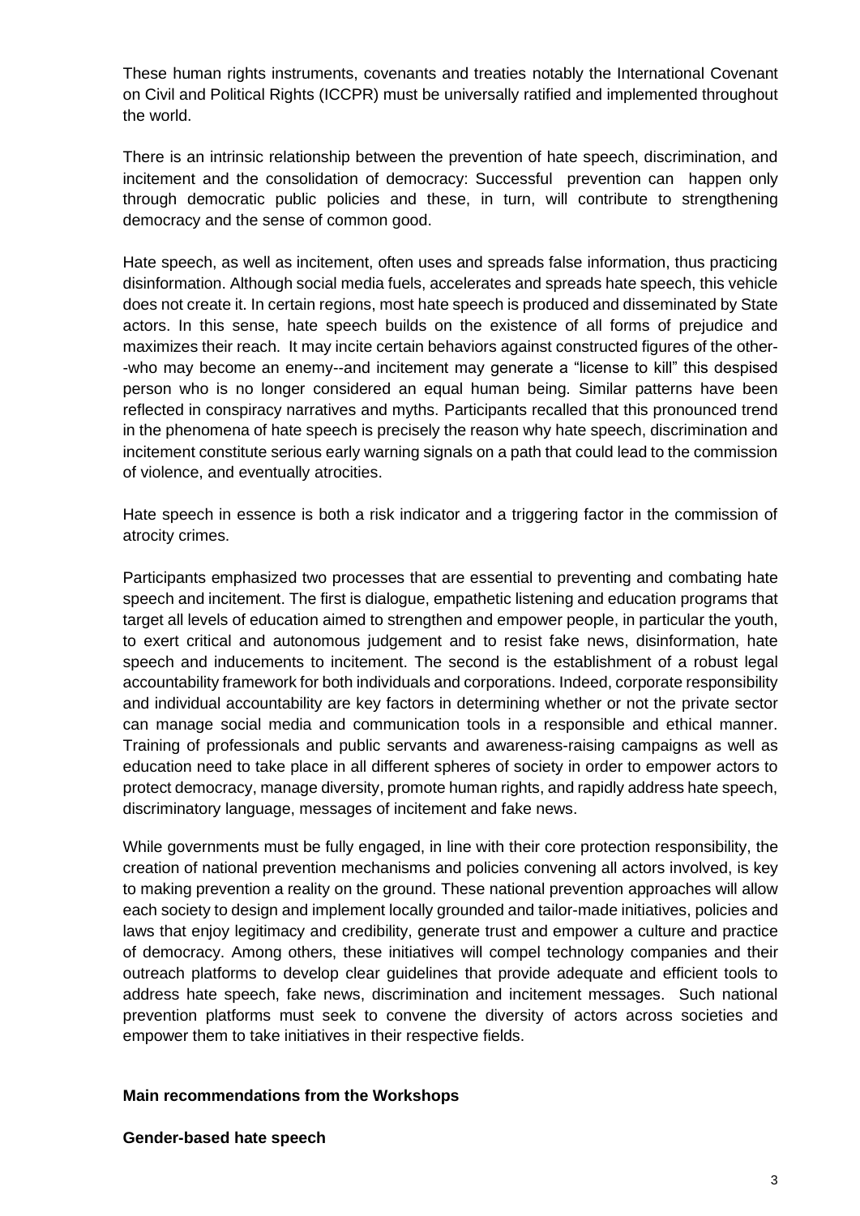These human rights instruments, covenants and treaties notably the International Covenant on Civil and Political Rights (ICCPR) must be universally ratified and implemented throughout the world.

There is an intrinsic relationship between the prevention of hate speech, discrimination, and incitement and the consolidation of democracy: Successful prevention can happen only through democratic public policies and these, in turn, will contribute to strengthening democracy and the sense of common good.

Hate speech, as well as incitement, often uses and spreads false information, thus practicing disinformation. Although social media fuels, accelerates and spreads hate speech, this vehicle does not create it. In certain regions, most hate speech is produced and disseminated by State actors. In this sense, hate speech builds on the existence of all forms of prejudice and maximizes their reach. It may incite certain behaviors against constructed figures of the other--who may become an enemy--and incitement may generate a "license to kill" this despised person who is no longer considered an equal human being. Similar patterns have been reflected in conspiracy narratives and myths. Participants recalled that this pronounced trend in the phenomena of hate speech is precisely the reason why hate speech, discrimination and incitement constitute serious early warning signals on a path that could lead to the commission of violence, and eventually atrocities.

Hate speech in essence is both a risk indicator and a triggering factor in the commission of atrocity crimes.

Participants emphasized two processes that are essential to preventing and combating hate speech and incitement. The first is dialogue, empathetic listening and education programs that target all levels of education aimed to strengthen and empower people, in particular the youth, to exert critical and autonomous judgement and to resist fake news, disinformation, hate speech and inducements to incitement. The second is the establishment of a robust legal accountability framework for both individuals and corporations. Indeed, corporate responsibility and individual accountability are key factors in determining whether or not the private sector can manage social media and communication tools in a responsible and ethical manner. Training of professionals and public servants and awareness-raising campaigns as well as education need to take place in all different spheres of society in order to empower actors to protect democracy, manage diversity, promote human rights, and rapidly address hate speech, discriminatory language, messages of incitement and fake news.

While governments must be fully engaged, in line with their core protection responsibility, the creation of national prevention mechanisms and policies convening all actors involved, is key to making prevention a reality on the ground. These national prevention approaches will allow each society to design and implement locally grounded and tailor-made initiatives, policies and laws that enjoy legitimacy and credibility, generate trust and empower a culture and practice of democracy. Among others, these initiatives will compel technology companies and their outreach platforms to develop clear guidelines that provide adequate and efficient tools to address hate speech, fake news, discrimination and incitement messages. Such national prevention platforms must seek to convene the diversity of actors across societies and empower them to take initiatives in their respective fields.

**Main recommendations from the Workshops**

**Gender-based hate speech**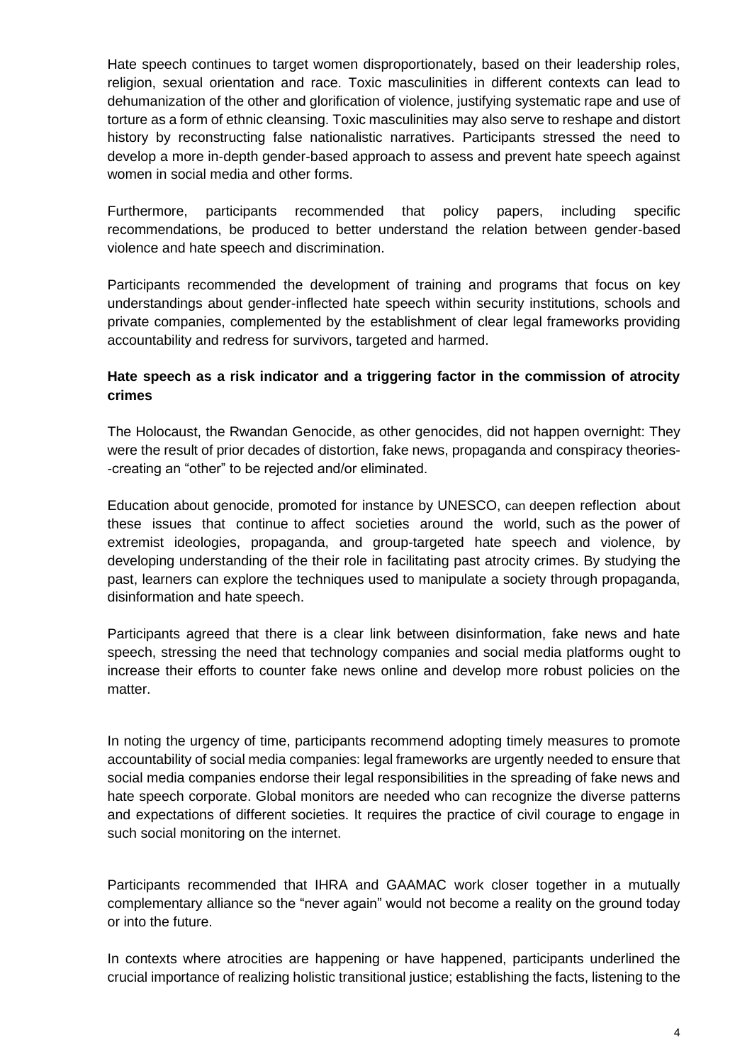Hate speech continues to target women disproportionately, based on their leadership roles, religion, sexual orientation and race. Toxic masculinities in different contexts can lead to dehumanization of the other and glorification of violence, justifying systematic rape and use of torture as a form of ethnic cleansing. Toxic masculinities may also serve to reshape and distort history by reconstructing false nationalistic narratives. Participants stressed the need to develop a more in-depth gender-based approach to assess and prevent hate speech against women in social media and other forms.

Furthermore, participants recommended that policy papers, including specific recommendations, be produced to better understand the relation between gender-based violence and hate speech and discrimination.

Participants recommended the development of training and programs that focus on key understandings about gender-inflected hate speech within security institutions, schools and private companies, complemented by the establishment of clear legal frameworks providing accountability and redress for survivors, targeted and harmed.

**Hate speech as a risk indicator and a triggering factor in the commission of atrocity crimes**

The Holocaust, the Rwandan Genocide, as other genocides, did not happen overnight: They were the result of prior decades of distortion, fake news, propaganda and conspiracy theories--creating an "other" to be rejected and/or eliminated.

Education about genocide, promoted for instance by UNESCO, can deepen reflection about these issues that continue to affect societies around the world, such as the power of extremist ideologies, propaganda, and group-targeted hate speech and violence, by developing understanding of the their role in facilitating past atrocity crimes. By studying the past, learners can explore the techniques used to manipulate a society through propaganda, disinformation and hate speech.

Participants agreed that there is a clear link between disinformation, fake news and hate speech, stressing the need that technology companies and social media platforms ought to increase their efforts to counter fake news online and develop more robust policies on the matter.

In noting the urgency of time, participants recommend adopting timely measures to promote accountability of social media companies: legal frameworks are urgently needed to ensure that social media companies endorse their legal responsibilities in the spreading of fake news and hate speech corporate. Global monitors are needed who can recognize the diverse patterns and expectations of different societies. It requires the practice of civil courage to engage in such social monitoring on the internet.

Participants recommended that IHRA and GAAMAC work closer together in a mutually complementary alliance so the "never again" would not become a reality on the ground today or into the future.

In contexts where atrocities are happening or have happened, participants underlined the crucial importance of realizing holistic transitional justice; establishing the facts, listening to the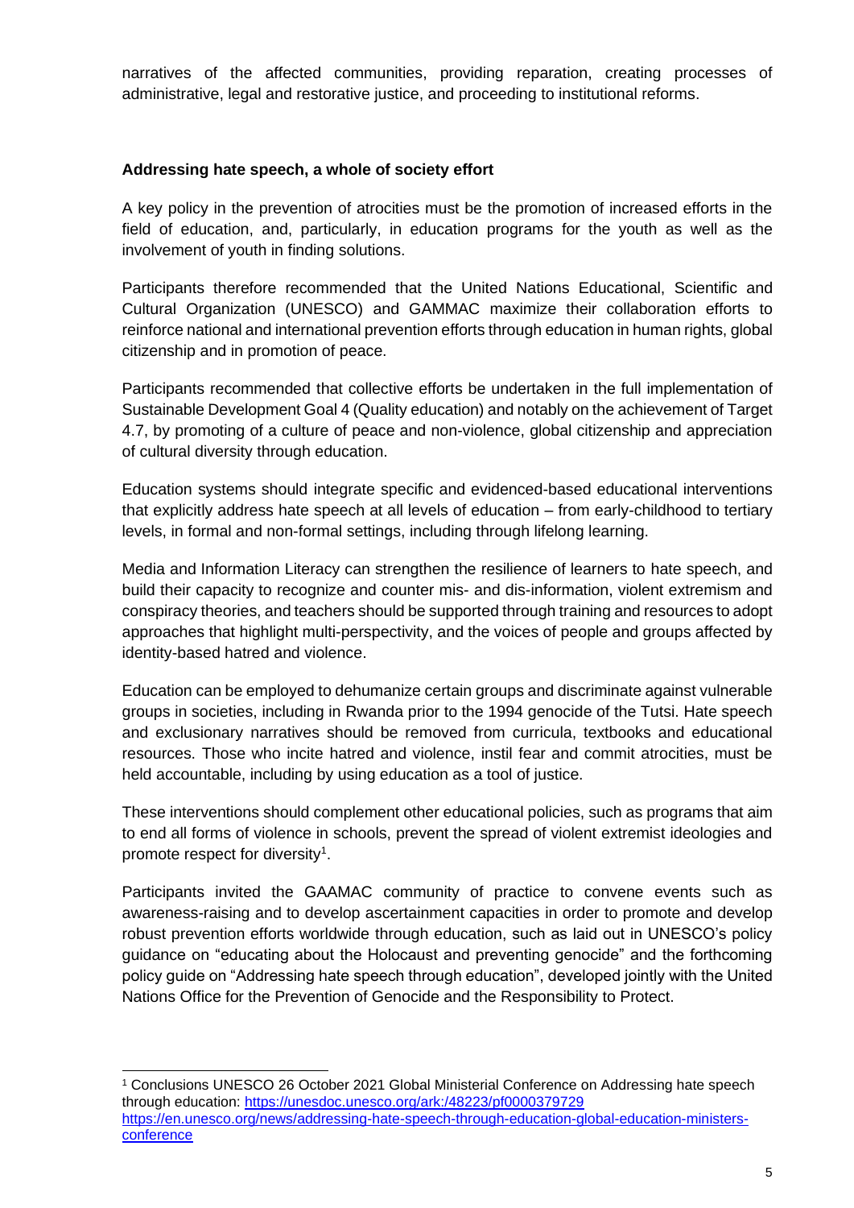narratives of the affected communities, providing reparation, creating processes of administrative, legal and restorative justice, and proceeding to institutional reforms.

**Addressing hate speech, a whole of society effort**

A key policy in the prevention of atrocities must be the promotion of increased efforts in the field of education, and, particularly, in education programs for the youth as well as the involvement of youth in finding solutions.

Participants therefore recommended that the United Nations Educational, Scientific and Cultural Organization (UNESCO) and GAMMAC maximize their collaboration efforts to reinforce national and international prevention efforts through education in human rights, global citizenship and in promotion of peace.

Participants recommended that collective efforts be undertaken in the full implementation of Sustainable Development Goal 4 (Quality education) and notably on the achievement of Target 4.7, by promoting of a culture of peace and non-violence, global citizenship and appreciation of cultural diversity through education.

Education systems should integrate specific and evidenced-based educational interventions that explicitly address hate speech at all levels of education – from early-childhood to tertiary levels, in formal and non-formal settings, including through lifelong learning.

Media and Information Literacy can strengthen the resilience of learners to hate speech, and build their capacity to recognize and counter mis- and dis-information, violent extremism and conspiracy theories, and teachers should be supported through training and resources to adopt approaches that highlight multi-perspectivity, and the voices of people and groups affected by identity-based hatred and violence.

Education can be employed to dehumanize certain groups and discriminate against vulnerable groups in societies, including in Rwanda prior to the 1994 genocide of the Tutsi. Hate speech and exclusionary narratives should be removed from curricula, textbooks and educational resources. Those who incite hatred and violence, instil fear and commit atrocities, must be held accountable, including by using education as a tool of justice.

These interventions should complement other educational policies, such as programs that aim to end all forms of violence in schools, prevent the spread of violent extremist ideologies and promote respect for diversity[1].

Participants invited the GAAMAC community of practice to convene events such as awareness-raising and to develop ascertainment capacities in order to promote and develop robust prevention efforts worldwide through education, such as laid out in UNESCO's policy guidance on "educating about the Holocaust and preventing genocide" and the forthcoming policy guide on "Addressing hate speech through education", developed jointly with the United Nations Office for the Prevention of Genocide and the Responsibility to Protect.

---

[1] Conclusions UNESCO 26 October 2021 Global Ministerial Conference on Addressing hate speech through education: https://unesdoc.unesco.org/ark:/48223/pf0000379729
https://en.unesco.org/news/addressing-hate-speech-through-education-global-education-ministers-conference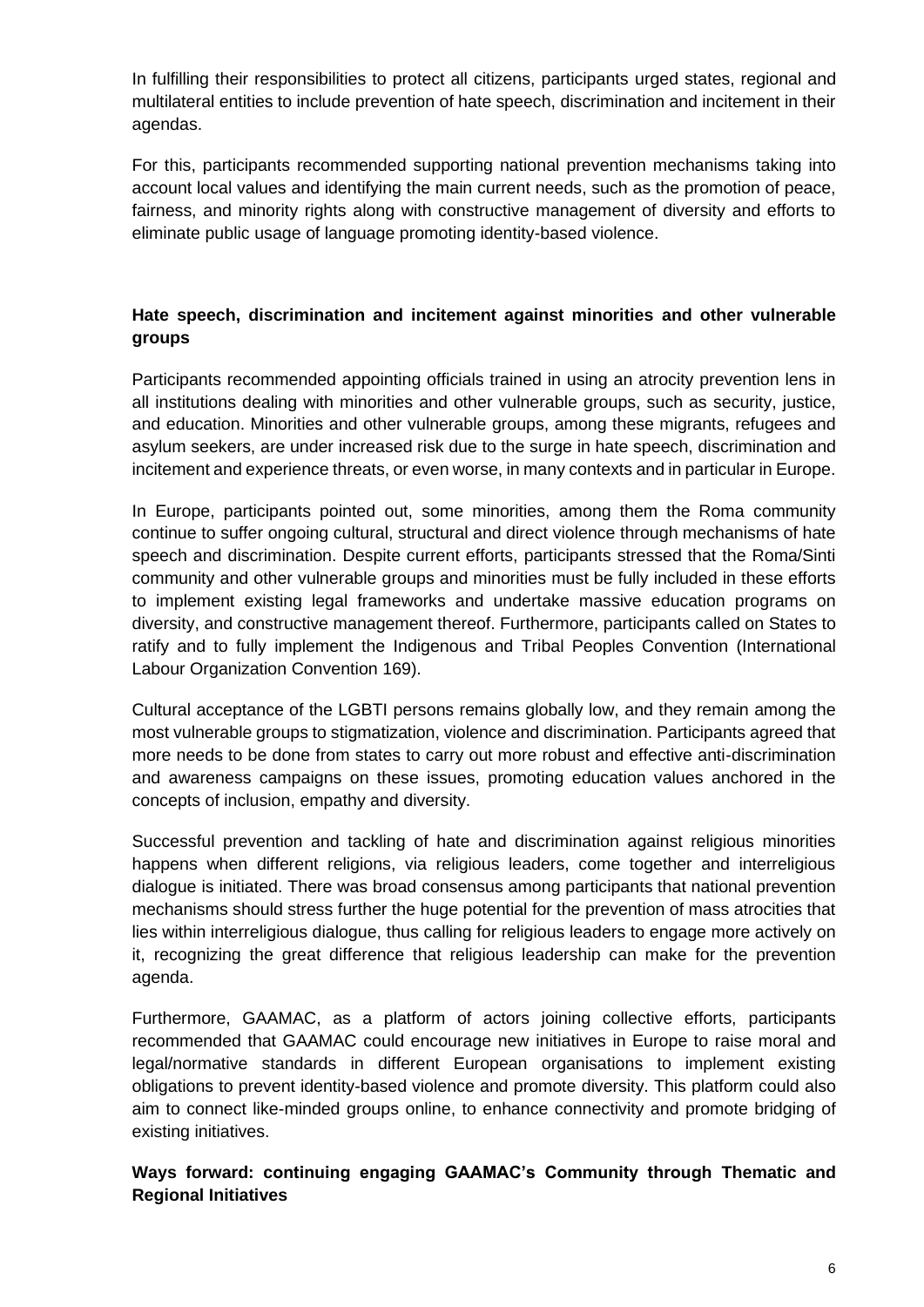In fulfilling their responsibilities to protect all citizens, participants urged states, regional and multilateral entities to include prevention of hate speech, discrimination and incitement in their agendas.

For this, participants recommended supporting national prevention mechanisms taking into account local values and identifying the main current needs, such as the promotion of peace, fairness, and minority rights along with constructive management of diversity and efforts to eliminate public usage of language promoting identity-based violence.

**Hate speech, discrimination and incitement against minorities and other vulnerable groups**

Participants recommended appointing officials trained in using an atrocity prevention lens in all institutions dealing with minorities and other vulnerable groups, such as security, justice, and education. Minorities and other vulnerable groups, among these migrants, refugees and asylum seekers, are under increased risk due to the surge in hate speech, discrimination and incitement and experience threats, or even worse, in many contexts and in particular in Europe.

In Europe, participants pointed out, some minorities, among them the Roma community continue to suffer ongoing cultural, structural and direct violence through mechanisms of hate speech and discrimination. Despite current efforts, participants stressed that the Roma/Sinti community and other vulnerable groups and minorities must be fully included in these efforts to implement existing legal frameworks and undertake massive education programs on diversity, and constructive management thereof. Furthermore, participants called on States to ratify and to fully implement the Indigenous and Tribal Peoples Convention (International Labour Organization Convention 169).

Cultural acceptance of the LGBTI persons remains globally low, and they remain among the most vulnerable groups to stigmatization, violence and discrimination. Participants agreed that more needs to be done from states to carry out more robust and effective anti-discrimination and awareness campaigns on these issues, promoting education values anchored in the concepts of inclusion, empathy and diversity.

Successful prevention and tackling of hate and discrimination against religious minorities happens when different religions, via religious leaders, come together and interreligious dialogue is initiated. There was broad consensus among participants that national prevention mechanisms should stress further the huge potential for the prevention of mass atrocities that lies within interreligious dialogue, thus calling for religious leaders to engage more actively on it, recognizing the great difference that religious leadership can make for the prevention agenda.

Furthermore, GAAMAC, as a platform of actors joining collective efforts, participants recommended that GAAMAC could encourage new initiatives in Europe to raise moral and legal/normative standards in different European organisations to implement existing obligations to prevent identity-based violence and promote diversity. This platform could also aim to connect like-minded groups online, to enhance connectivity and promote bridging of existing initiatives.

**Ways forward: continuing engaging GAAMAC's Community through Thematic and Regional Initiatives**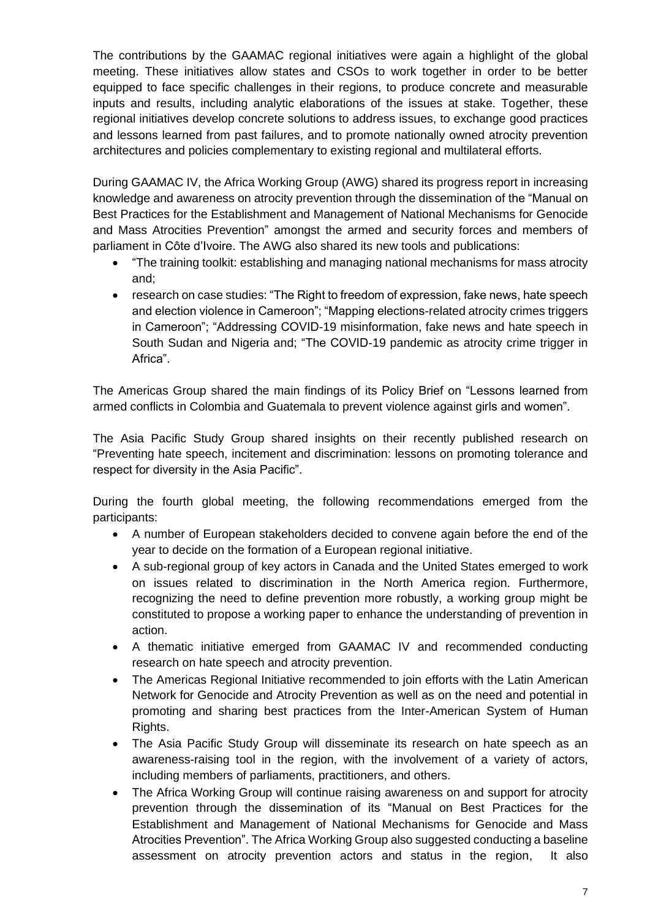The contributions by the GAAMAC regional initiatives were again a highlight of the global meeting. These initiatives allow states and CSOs to work together in order to be better equipped to face specific challenges in their regions, to produce concrete and measurable inputs and results, including analytic elaborations of the issues at stake. Together, these regional initiatives develop concrete solutions to address issues, to exchange good practices and lessons learned from past failures, and to promote nationally owned atrocity prevention architectures and policies complementary to existing regional and multilateral efforts.

During GAAMAC IV, the Africa Working Group (AWG) shared its progress report in increasing knowledge and awareness on atrocity prevention through the dissemination of the "Manual on Best Practices for the Establishment and Management of National Mechanisms for Genocide and Mass Atrocities Prevention" amongst the armed and security forces and members of parliament in Côte d'Ivoire. The AWG also shared its new tools and publications:

- "The training toolkit: establishing and managing national mechanisms for mass atrocity and;
- research on case studies: "The Right to freedom of expression, fake news, hate speech and election violence in Cameroon"; "Mapping elections-related atrocity crimes triggers in Cameroon"; "Addressing COVID-19 misinformation, fake news and hate speech in South Sudan and Nigeria and; "The COVID-19 pandemic as atrocity crime trigger in Africa".

The Americas Group shared the main findings of its Policy Brief on "Lessons learned from armed conflicts in Colombia and Guatemala to prevent violence against girls and women".

The Asia Pacific Study Group shared insights on their recently published research on "Preventing hate speech, incitement and discrimination: lessons on promoting tolerance and respect for diversity in the Asia Pacific".

During the fourth global meeting, the following recommendations emerged from the participants:

- A number of European stakeholders decided to convene again before the end of the year to decide on the formation of a European regional initiative.
- A sub-regional group of key actors in Canada and the United States emerged to work on issues related to discrimination in the North America region. Furthermore, recognizing the need to define prevention more robustly, a working group might be constituted to propose a working paper to enhance the understanding of prevention in action.
- A thematic initiative emerged from GAAMAC IV and recommended conducting research on hate speech and atrocity prevention.
- The Americas Regional Initiative recommended to join efforts with the Latin American Network for Genocide and Atrocity Prevention as well as on the need and potential in promoting and sharing best practices from the Inter-American System of Human Rights.
- The Asia Pacific Study Group will disseminate its research on hate speech as an awareness-raising tool in the region, with the involvement of a variety of actors, including members of parliaments, practitioners, and others.
- The Africa Working Group will continue raising awareness on and support for atrocity prevention through the dissemination of its "Manual on Best Practices for the Establishment and Management of National Mechanisms for Genocide and Mass Atrocities Prevention". The Africa Working Group also suggested conducting a baseline assessment on atrocity prevention actors and status in the region, It also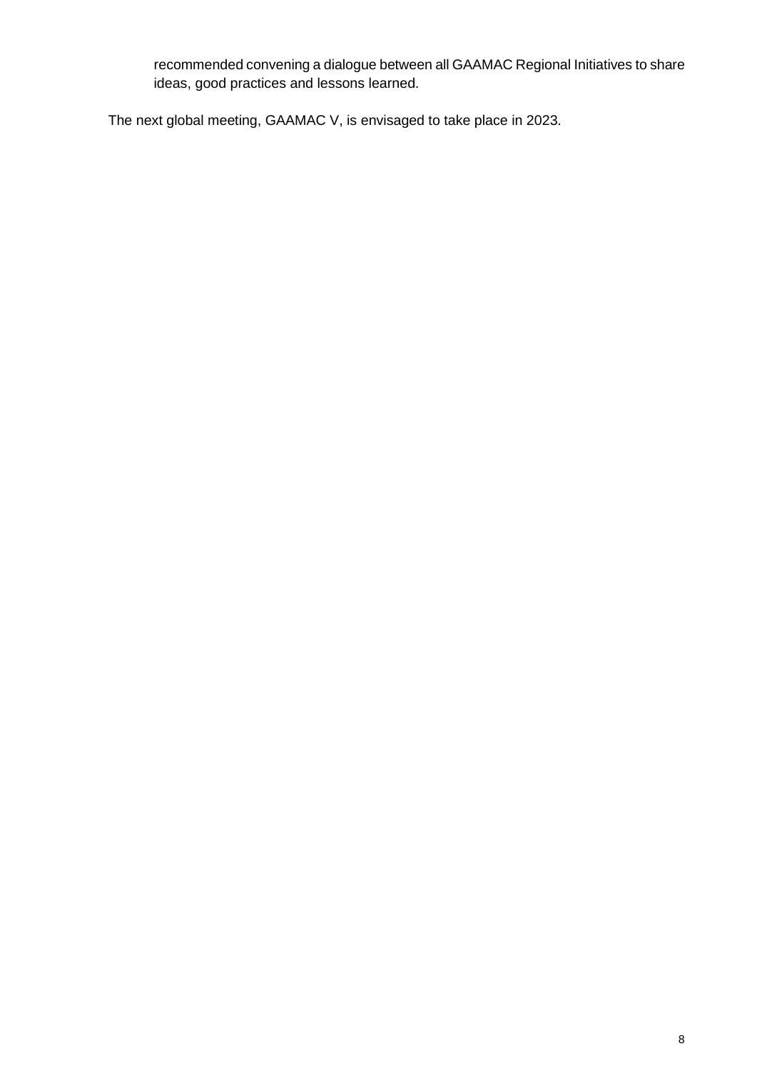recommended convening a dialogue between all GAAMAC Regional Initiatives to share ideas, good practices and lessons learned.

The next global meeting, GAAMAC V, is envisaged to take place in 2023.